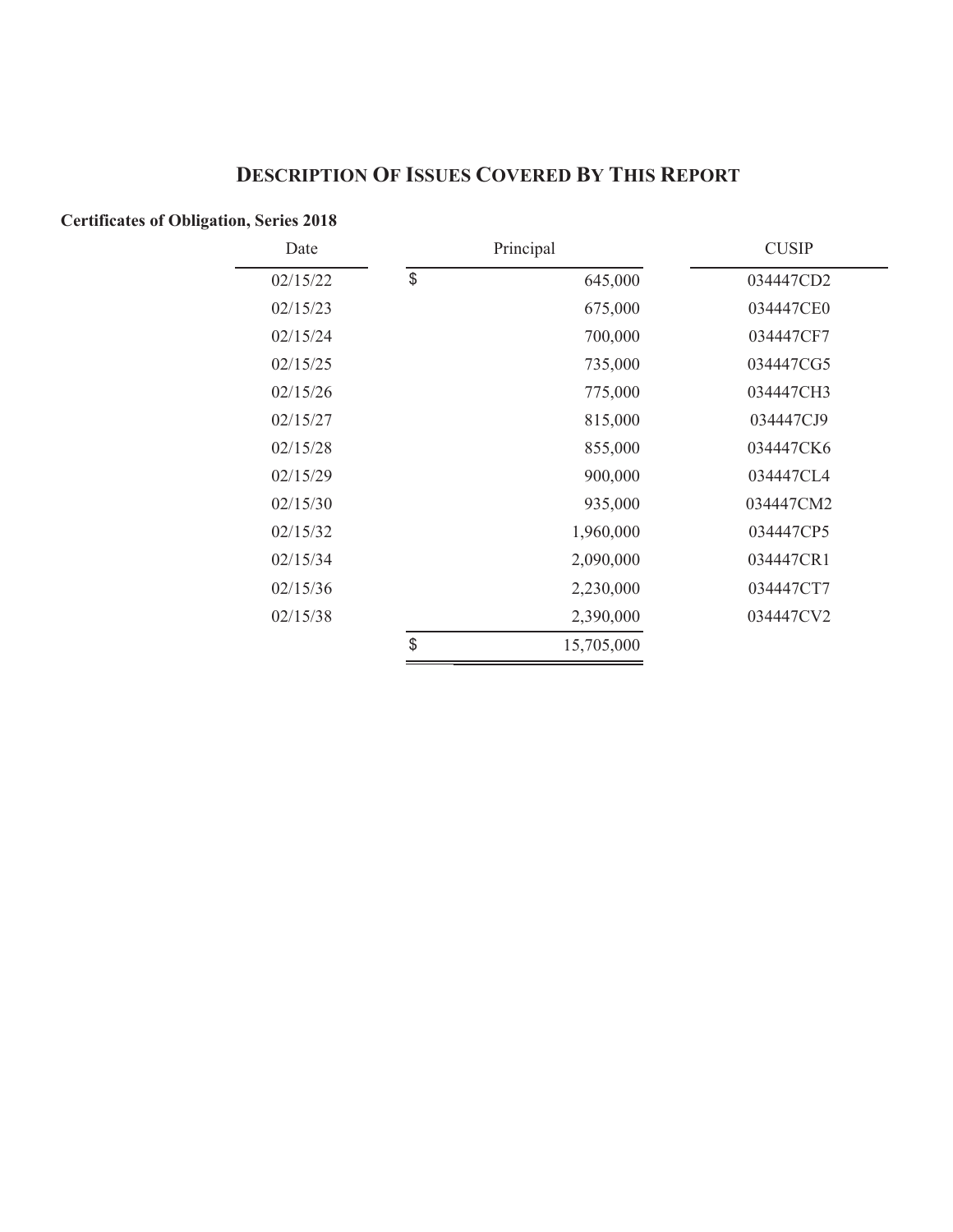# Description Of Issues Covered By This Report

**Certificates of Obligation, Series 2018**

| Date | Principal | CUSIP |
|---|---|---|
| 02/15/22 | $ 645,000 | 034447CD2 |
| 02/15/23 | 675,000 | 034447CE0 |
| 02/15/24 | 700,000 | 034447CF7 |
| 02/15/25 | 735,000 | 034447CG5 |
| 02/15/26 | 775,000 | 034447CH3 |
| 02/15/27 | 815,000 | 034447CJ9 |
| 02/15/28 | 855,000 | 034447CK6 |
| 02/15/29 | 900,000 | 034447CL4 |
| 02/15/30 | 935,000 | 034447CM2 |
| 02/15/32 | 1,960,000 | 034447CP5 |
| 02/15/34 | 2,090,000 | 034447CR1 |
| 02/15/36 | 2,230,000 | 034447CT7 |
| 02/15/38 | 2,390,000 | 034447CV2 |
| | $ 15,705,000 | |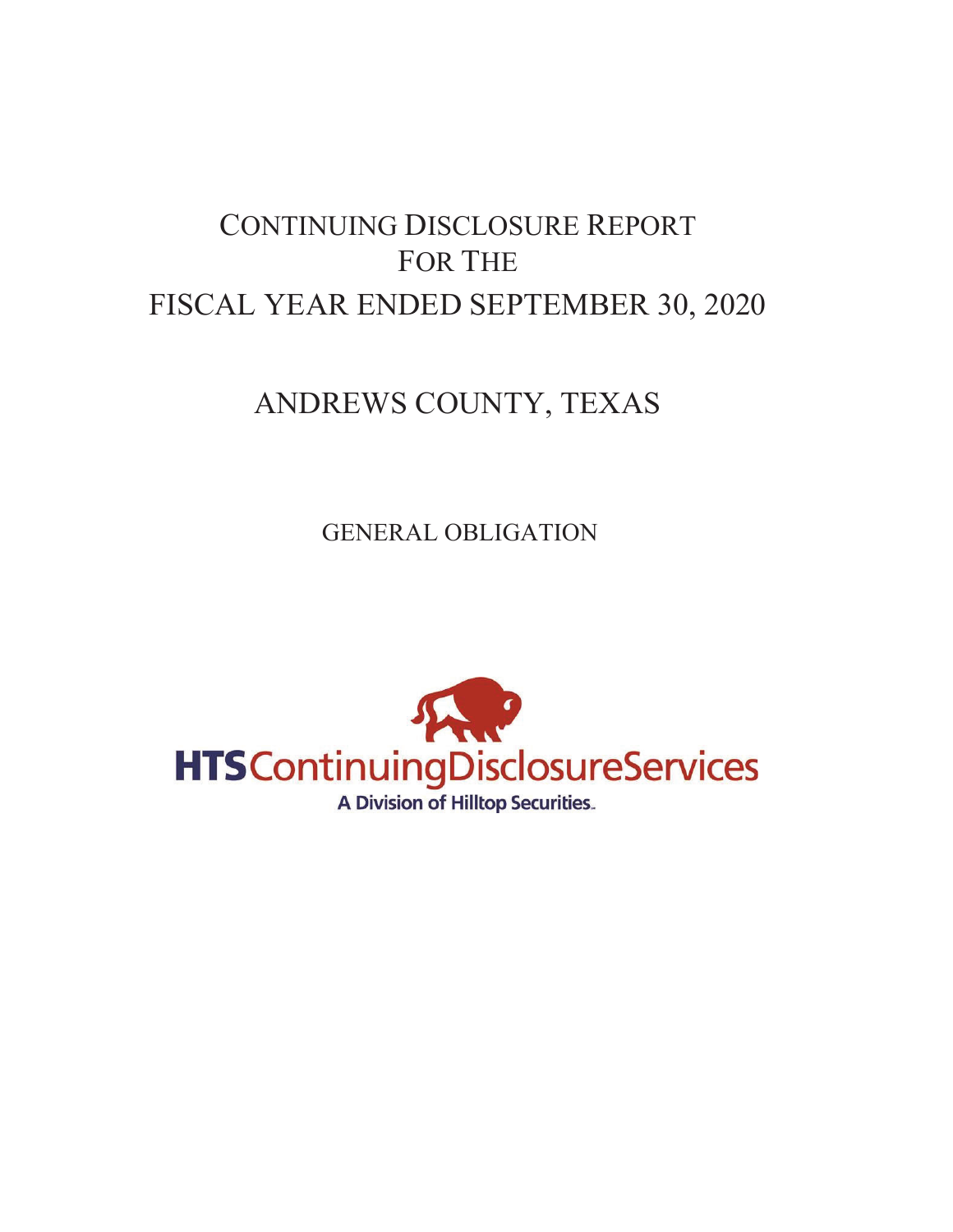# CONTINUING DISCLOSURE REPORT FOR THE FISCAL YEAR ENDED SEPTEMBER 30, 2020

# ANDREWS COUNTY, TEXAS

## GENERAL OBLIGATION

HTS Continuing Disclosure Services

A Division of Hilltop Securities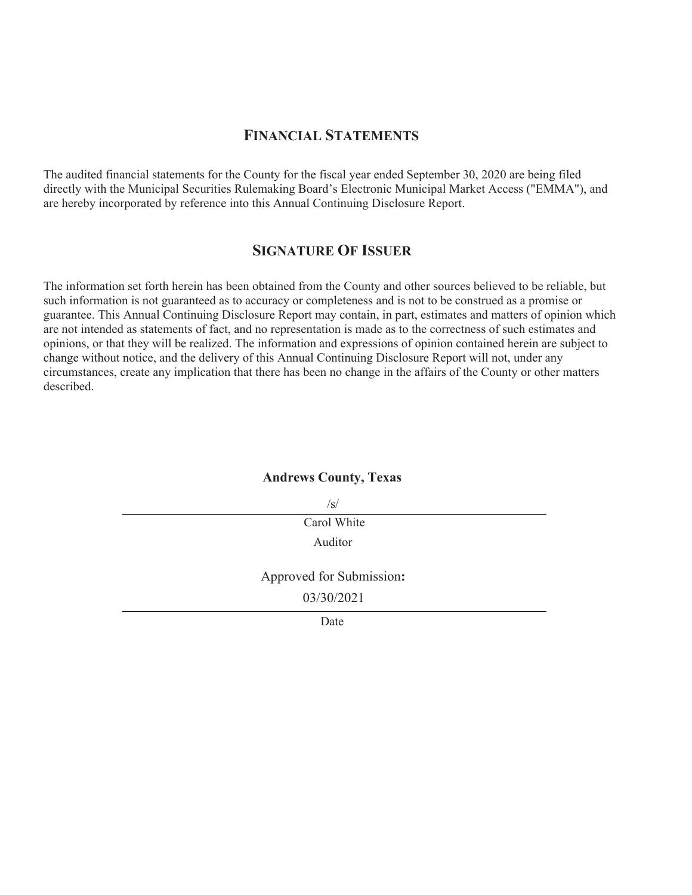## FINANCIAL STATEMENTS

The audited financial statements for the County for the fiscal year ended September 30, 2020 are being filed directly with the Municipal Securities Rulemaking Board's Electronic Municipal Market Access ("EMMA"), and are hereby incorporated by reference into this Annual Continuing Disclosure Report.

## SIGNATURE OF ISSUER

The information set forth herein has been obtained from the County and other sources believed to be reliable, but such information is not guaranteed as to accuracy or completeness and is not to be construed as a promise or guarantee. This Annual Continuing Disclosure Report may contain, in part, estimates and matters of opinion which are not intended as statements of fact, and no representation is made as to the correctness of such estimates and opinions, or that they will be realized. The information and expressions of opinion contained herein are subject to change without notice, and the delivery of this Annual Continuing Disclosure Report will not, under any circumstances, create any implication that there has been no change in the affairs of the County or other matters described.

**Andrews County, Texas**

/s/

Carol White

Auditor

Approved for Submission**:**

03/30/2021

Date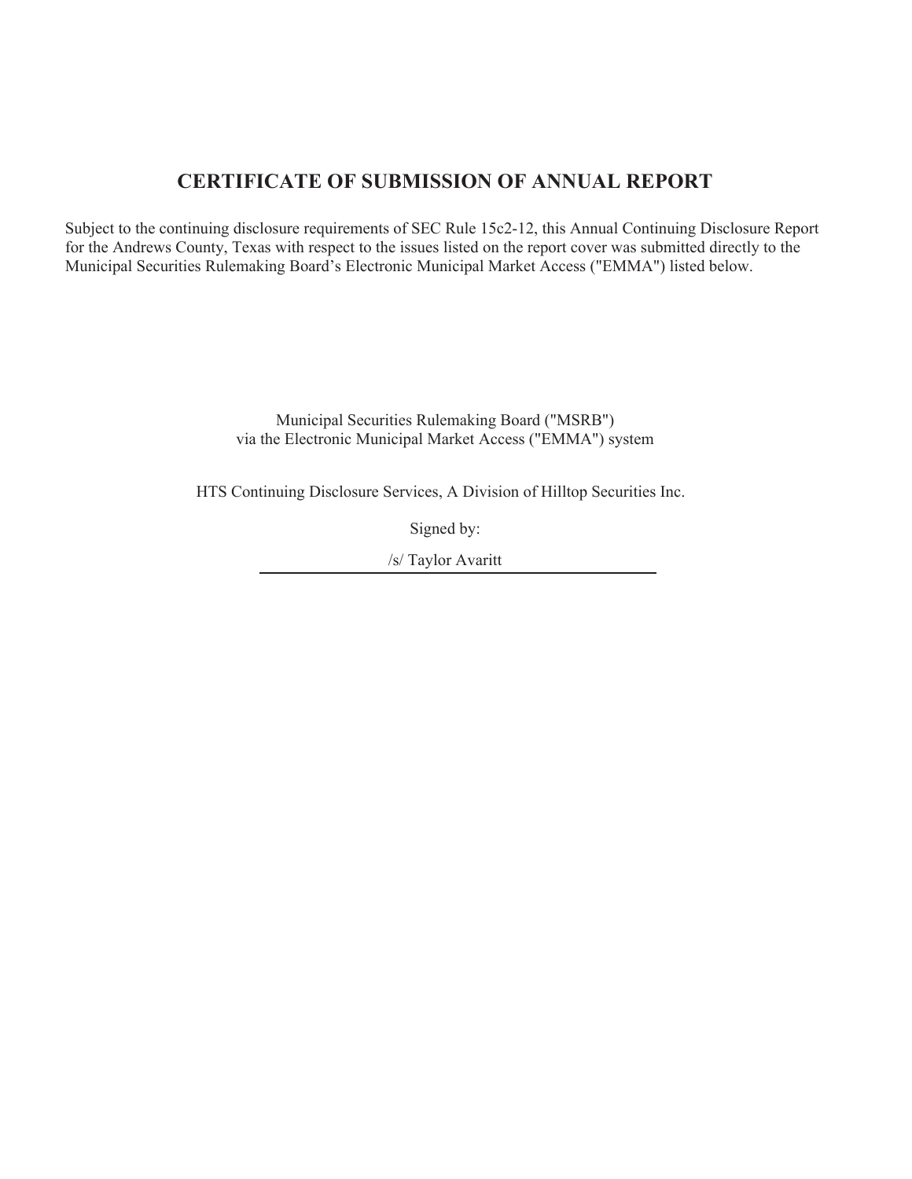# CERTIFICATE OF SUBMISSION OF ANNUAL REPORT

Subject to the continuing disclosure requirements of SEC Rule 15c2-12, this Annual Continuing Disclosure Report for the Andrews County, Texas with respect to the issues listed on the report cover was submitted directly to the Municipal Securities Rulemaking Board's Electronic Municipal Market Access ("EMMA") listed below.

Municipal Securities Rulemaking Board ("MSRB")
via the Electronic Municipal Market Access ("EMMA") system

HTS Continuing Disclosure Services, A Division of Hilltop Securities Inc.

Signed by:

/s/ Taylor Avaritt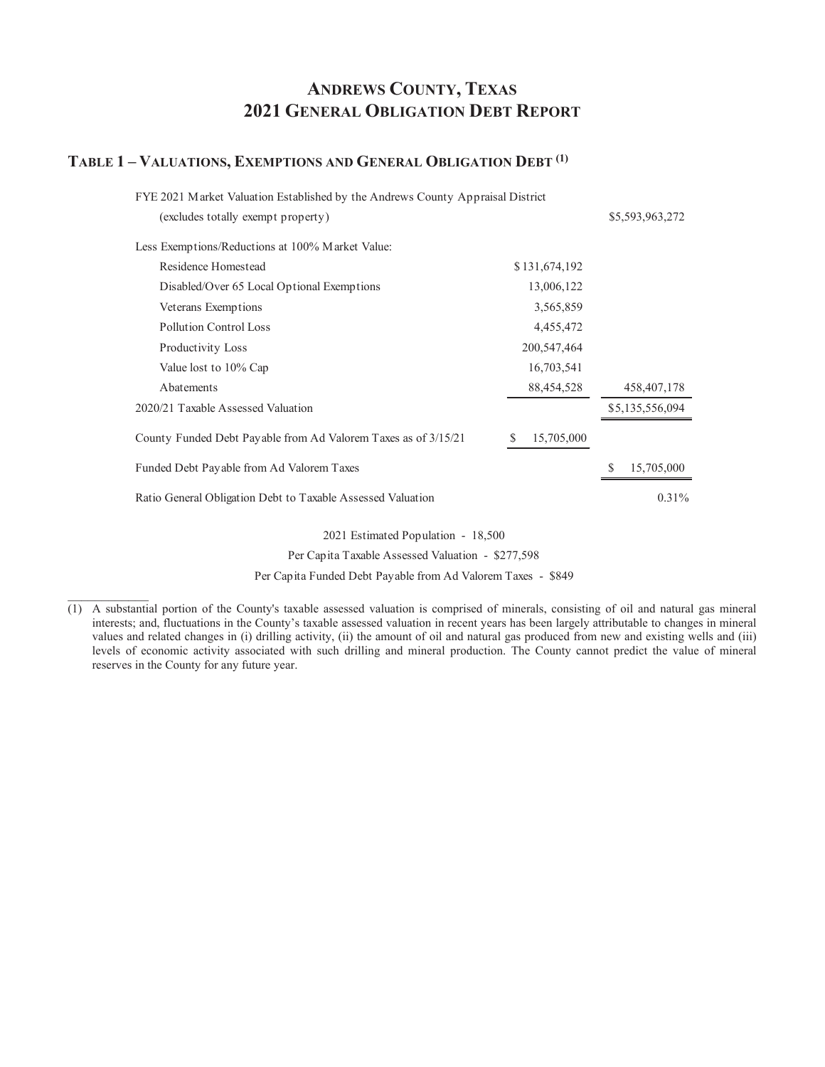# ANDREWS COUNTY, TEXAS
# 2021 GENERAL OBLIGATION DEBT REPORT

## TABLE 1 – VALUATIONS, EXEMPTIONS AND GENERAL OBLIGATION DEBT [(1)]

| | | |
|---|---|---|
| FYE 2021 Market Valuation Established by the Andrews County Appraisal District (excludes totally exempt property) | | $5,593,963,272 |
| Less Exemptions/Reductions at 100% Market Value: | | |
| Residence Homestead | $131,674,192 | |
| Disabled/Over 65 Local Optional Exemptions | 13,006,122 | |
| Veterans Exemptions | 3,565,859 | |
| Pollution Control Loss | 4,455,472 | |
| Productivity Loss | 200,547,464 | |
| Value lost to 10% Cap | 16,703,541 | |
| Abatements | 88,454,528 | 458,407,178 |
| 2020/21 Taxable Assessed Valuation | | $5,135,556,094 |
| County Funded Debt Payable from Ad Valorem Taxes as of 3/15/21 | $ 15,705,000 | |
| Funded Debt Payable from Ad Valorem Taxes | | $ 15,705,000 |
| Ratio General Obligation Debt to Taxable Assessed Valuation | | 0.31% |

2021 Estimated Population - 18,500

Per Capita Taxable Assessed Valuation - $277,598

Per Capita Funded Debt Payable from Ad Valorem Taxes - $849

---

(1) A substantial portion of the County's taxable assessed valuation is comprised of minerals, consisting of oil and natural gas mineral interests; and, fluctuations in the County's taxable assessed valuation in recent years has been largely attributable to changes in mineral values and related changes in (i) drilling activity, (ii) the amount of oil and natural gas produced from new and existing wells and (iii) levels of economic activity associated with such drilling and mineral production. The County cannot predict the value of mineral reserves in the County for any future year.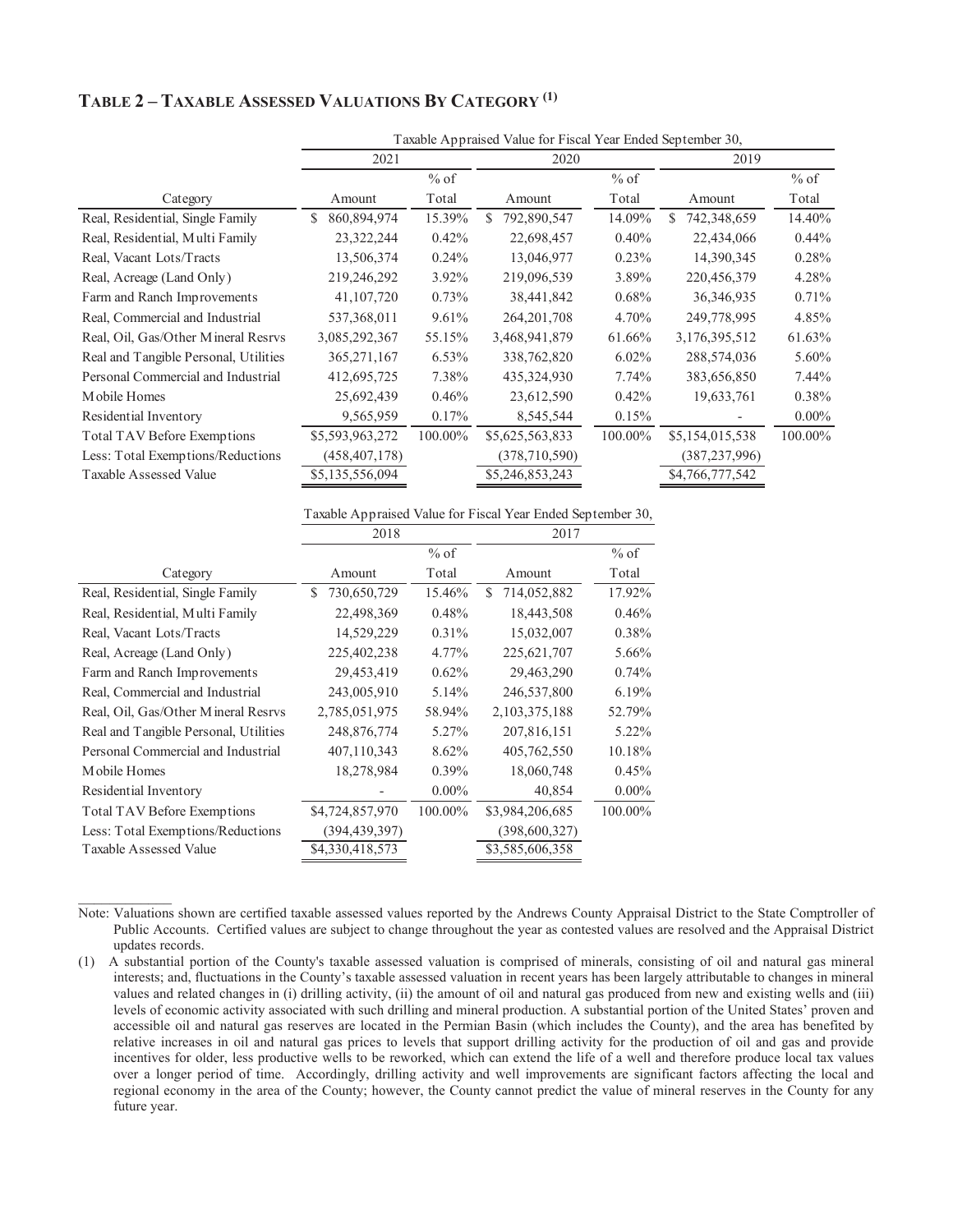## TABLE 2 – TAXABLE ASSESSED VALUATIONS BY CATEGORY [(1)]

| | Taxable Appraised Value for Fiscal Year Ended September 30, | | | | | |
|---|---|---|---|---|---|---|
| | 2021 | | 2020 | | 2019 | |
| Category | Amount | % of Total | Amount | % of Total | Amount | % of Total |
| Real, Residential, Single Family | $ 860,894,974 | 15.39% | $ 792,890,547 | 14.09% | $ 742,348,659 | 14.40% |
| Real, Residential, Multi Family | 23,322,244 | 0.42% | 22,698,457 | 0.40% | 22,434,066 | 0.44% |
| Real, Vacant Lots/Tracts | 13,506,374 | 0.24% | 13,046,977 | 0.23% | 14,390,345 | 0.28% |
| Real, Acreage (Land Only) | 219,246,292 | 3.92% | 219,096,539 | 3.89% | 220,456,379 | 4.28% |
| Farm and Ranch Improvements | 41,107,720 | 0.73% | 38,441,842 | 0.68% | 36,346,935 | 0.71% |
| Real, Commercial and Industrial | 537,368,011 | 9.61% | 264,201,708 | 4.70% | 249,778,995 | 4.85% |
| Real, Oil, Gas/Other Mineral Resrvs | 3,085,292,367 | 55.15% | 3,468,941,879 | 61.66% | 3,176,395,512 | 61.63% |
| Real and Tangible Personal, Utilities | 365,271,167 | 6.53% | 338,762,820 | 6.02% | 288,574,036 | 5.60% |
| Personal Commercial and Industrial | 412,695,725 | 7.38% | 435,324,930 | 7.74% | 383,656,850 | 7.44% |
| Mobile Homes | 25,692,439 | 0.46% | 23,612,590 | 0.42% | 19,633,761 | 0.38% |
| Residential Inventory | 9,565,959 | 0.17% | 8,545,544 | 0.15% | - | 0.00% |
| Total TAV Before Exemptions | $5,593,963,272 | 100.00% | $5,625,563,833 | 100.00% | $5,154,015,538 | 100.00% |
| Less: Total Exemptions/Reductions | (458,407,178) | | (378,710,590) | | (387,237,996) | |
| Taxable Assessed Value | $5,135,556,094 | | $5,246,853,243 | | $4,766,777,542 | |

| | Taxable Appraised Value for Fiscal Year Ended September 30, | | | |
|---|---|---|---|---|
| | 2018 | | 2017 | |
| Category | Amount | % of Total | Amount | % of Total |
| Real, Residential, Single Family | $ 730,650,729 | 15.46% | $ 714,052,882 | 17.92% |
| Real, Residential, Multi Family | 22,498,369 | 0.48% | 18,443,508 | 0.46% |
| Real, Vacant Lots/Tracts | 14,529,229 | 0.31% | 15,032,007 | 0.38% |
| Real, Acreage (Land Only) | 225,402,238 | 4.77% | 225,621,707 | 5.66% |
| Farm and Ranch Improvements | 29,453,419 | 0.62% | 29,463,290 | 0.74% |
| Real, Commercial and Industrial | 243,005,910 | 5.14% | 246,537,800 | 6.19% |
| Real, Oil, Gas/Other Mineral Resrvs | 2,785,051,975 | 58.94% | 2,103,375,188 | 52.79% |
| Real and Tangible Personal, Utilities | 248,876,774 | 5.27% | 207,816,151 | 5.22% |
| Personal Commercial and Industrial | 407,110,343 | 8.62% | 405,762,550 | 10.18% |
| Mobile Homes | 18,278,984 | 0.39% | 18,060,748 | 0.45% |
| Residential Inventory | - | 0.00% | 40,854 | 0.00% |
| Total TAV Before Exemptions | $4,724,857,970 | 100.00% | $3,984,206,685 | 100.00% |
| Less: Total Exemptions/Reductions | (394,439,397) | | (398,600,327) | |
| Taxable Assessed Value | $4,330,418,573 | | $3,585,606,358 | |

Note: Valuations shown are certified taxable assessed values reported by the Andrews County Appraisal District to the State Comptroller of Public Accounts. Certified values are subject to change throughout the year as contested values are resolved and the Appraisal District updates records.

(1) A substantial portion of the County's taxable assessed valuation is comprised of minerals, consisting of oil and natural gas mineral interests; and, fluctuations in the County's taxable assessed valuation in recent years has been largely attributable to changes in mineral values and related changes in (i) drilling activity, (ii) the amount of oil and natural gas produced from new and existing wells and (iii) levels of economic activity associated with such drilling and mineral production. A substantial portion of the United States' proven and accessible oil and natural gas reserves are located in the Permian Basin (which includes the County), and the area has benefited by relative increases in oil and natural gas prices to levels that support drilling activity for the production of oil and gas and provide incentives for older, less productive wells to be reworked, which can extend the life of a well and therefore produce local tax values over a longer period of time. Accordingly, drilling activity and well improvements are significant factors affecting the local and regional economy in the area of the County; however, the County cannot predict the value of mineral reserves in the County for any future year.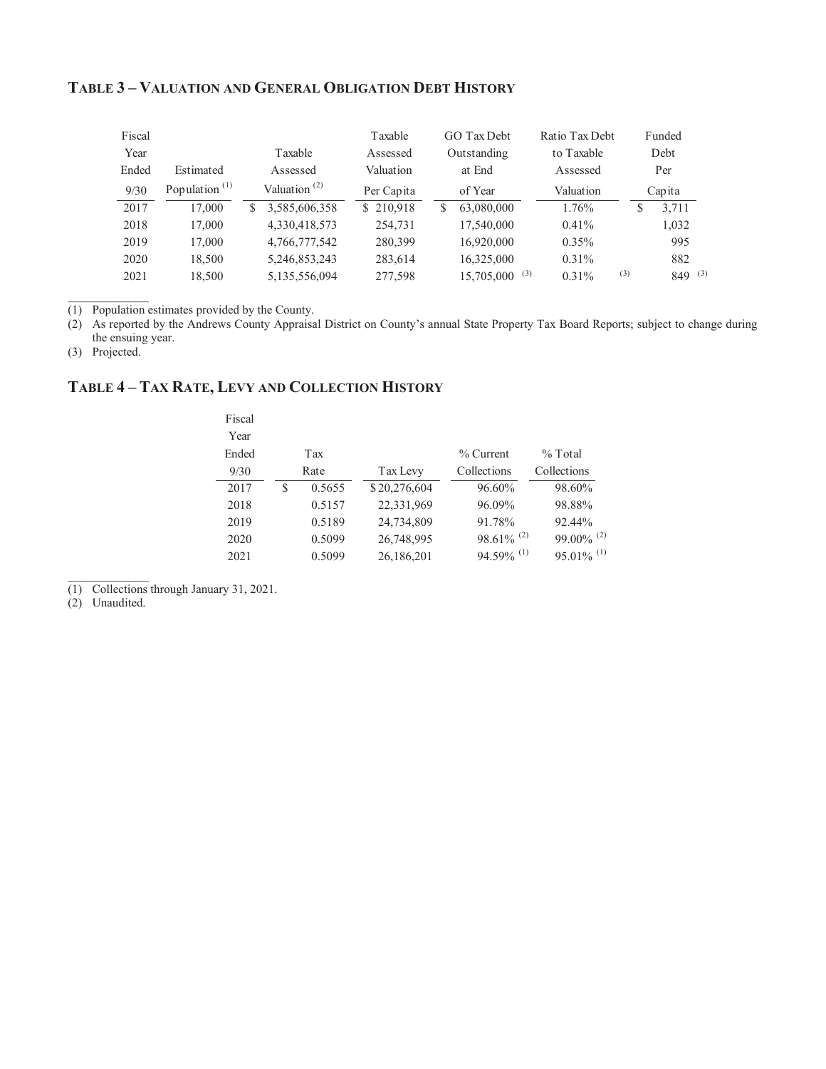## TABLE 3 – VALUATION AND GENERAL OBLIGATION DEBT HISTORY

| Fiscal Year Ended 9/30 | Estimated Population [(1)] | Taxable Assessed Valuation [(2)] | Taxable Assessed Valuation Per Capita | GO Tax Debt Outstanding at End of Year | Ratio Tax Debt to Taxable Assessed Valuation | Funded Debt Per Capita |
|---|---|---|---|---|---|---|
| 2017 | 17,000 | $ 3,585,606,358 | $ 210,918 | $ 63,080,000 | 1.76% | $ 3,711 |
| 2018 | 17,000 | 4,330,418,573 | 254,731 | 17,540,000 | 0.41% | 1,032 |
| 2019 | 17,000 | 4,766,777,542 | 280,399 | 16,920,000 | 0.35% | 995 |
| 2020 | 18,500 | 5,246,853,243 | 283,614 | 16,325,000 | 0.31% | 882 |
| 2021 | 18,500 | 5,135,556,094 | 277,598 | 15,705,000 [(3)] | 0.31% [(3)] | 849 [(3)] |

(1) Population estimates provided by the County.
(2) As reported by the Andrews County Appraisal District on County's annual State Property Tax Board Reports; subject to change during the ensuing year.
(3) Projected.

## TABLE 4 – TAX RATE, LEVY AND COLLECTION HISTORY

| Fiscal Year Ended 9/30 | Tax Rate | Tax Levy | % Current Collections | % Total Collections |
|---|---|---|---|---|
| 2017 | $ 0.5655 | $ 20,276,604 | 96.60% | 98.60% |
| 2018 | 0.5157 | 22,331,969 | 96.09% | 98.88% |
| 2019 | 0.5189 | 24,734,809 | 91.78% | 92.44% |
| 2020 | 0.5099 | 26,748,995 | 98.61% [(2)] | 99.00% [(2)] |
| 2021 | 0.5099 | 26,186,201 | 94.59% [(1)] | 95.01% [(1)] |

(1) Collections through January 31, 2021.
(2) Unaudited.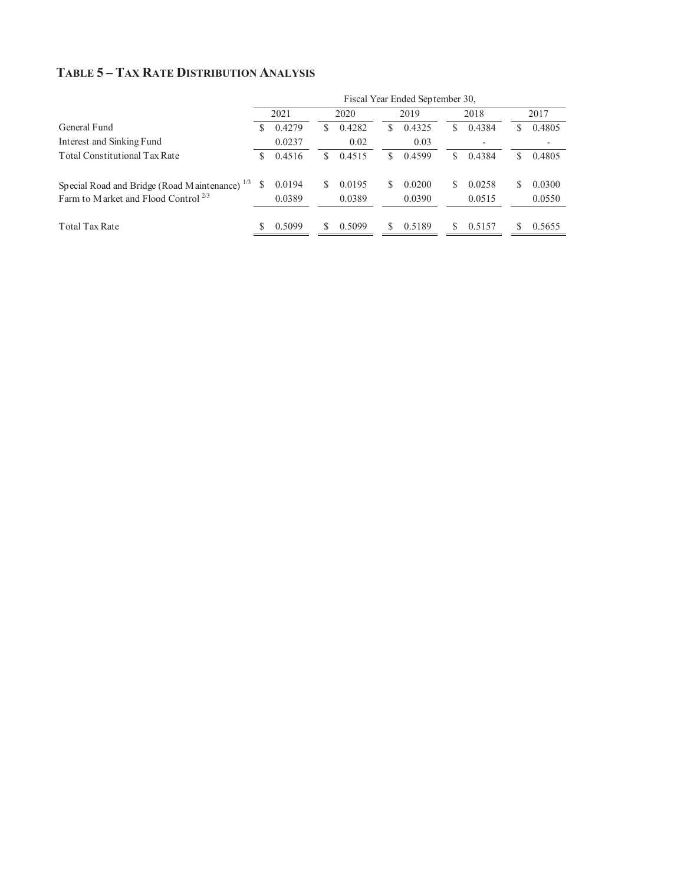## TABLE 5 – TAX RATE DISTRIBUTION ANALYSIS

| | Fiscal Year Ended September 30, | | | | |
|---|---|---|---|---|---|
| | 2021 | 2020 | 2019 | 2018 | 2017 |
| General Fund | $ 0.4279 | $ 0.4282 | $ 0.4325 | $ 0.4384 | $ 0.4805 |
| Interest and Sinking Fund | 0.0237 | 0.02 | 0.03 | - | - |
| Total Constitutional Tax Rate | $ 0.4516 | $ 0.4515 | $ 0.4599 | $ 0.4384 | $ 0.4805 |
| Special Road and Bridge (Road Maintenance) [1/3] | $ 0.0194 | $ 0.0195 | $ 0.0200 | $ 0.0258 | $ 0.0300 |
| Farm to Market and Flood Control [2/3] | 0.0389 | 0.0389 | 0.0390 | 0.0515 | 0.0550 |
| Total Tax Rate | $ 0.5099 | $ 0.5099 | $ 0.5189 | $ 0.5157 | $ 0.5655 |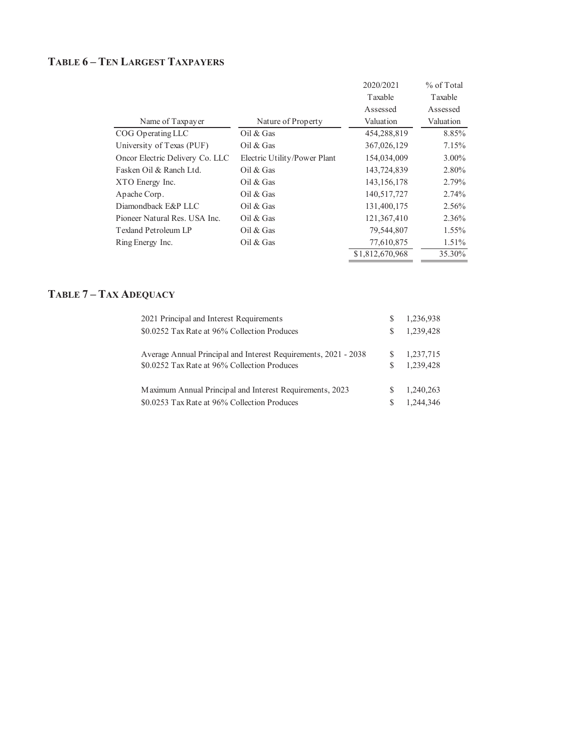## TABLE 6 – TEN LARGEST TAXPAYERS

| Name of Taxpayer | Nature of Property | 2020/2021 Taxable Assessed Valuation | % of Total Taxable Assessed Valuation |
|---|---|---|---|
| COG Operating LLC | Oil & Gas | 454,288,819 | 8.85% |
| University of Texas (PUF) | Oil & Gas | 367,026,129 | 7.15% |
| Oncor Electric Delivery Co. LLC | Electric Utility/Power Plant | 154,034,009 | 3.00% |
| Fasken Oil & Ranch Ltd. | Oil & Gas | 143,724,839 | 2.80% |
| XTO Energy Inc. | Oil & Gas | 143,156,178 | 2.79% |
| Apache Corp. | Oil & Gas | 140,517,727 | 2.74% |
| Diamondback E&P LLC | Oil & Gas | 131,400,175 | 2.56% |
| Pioneer Natural Res. USA Inc. | Oil & Gas | 121,367,410 | 2.36% |
| Texland Petroleum LP | Oil & Gas | 79,544,807 | 1.55% |
| Ring Energy Inc. | Oil & Gas | 77,610,875 | 1.51% |
| | | $1,812,670,968 | 35.30% |

## TABLE 7 – TAX ADEQUACY

| | | |
|---|---|---|
| 2021 Principal and Interest Requirements | $ | 1,236,938 |
| $0.0252 Tax Rate at 96% Collection Produces | $ | 1,239,428 |
| | | |
| Average Annual Principal and Interest Requirements, 2021 - 2038 | $ | 1,237,715 |
| $0.0252 Tax Rate at 96% Collection Produces | $ | 1,239,428 |
| | | |
| Maximum Annual Principal and Interest Requirements, 2023 | $ | 1,240,263 |
| $0.0253 Tax Rate at 96% Collection Produces | $ | 1,244,346 |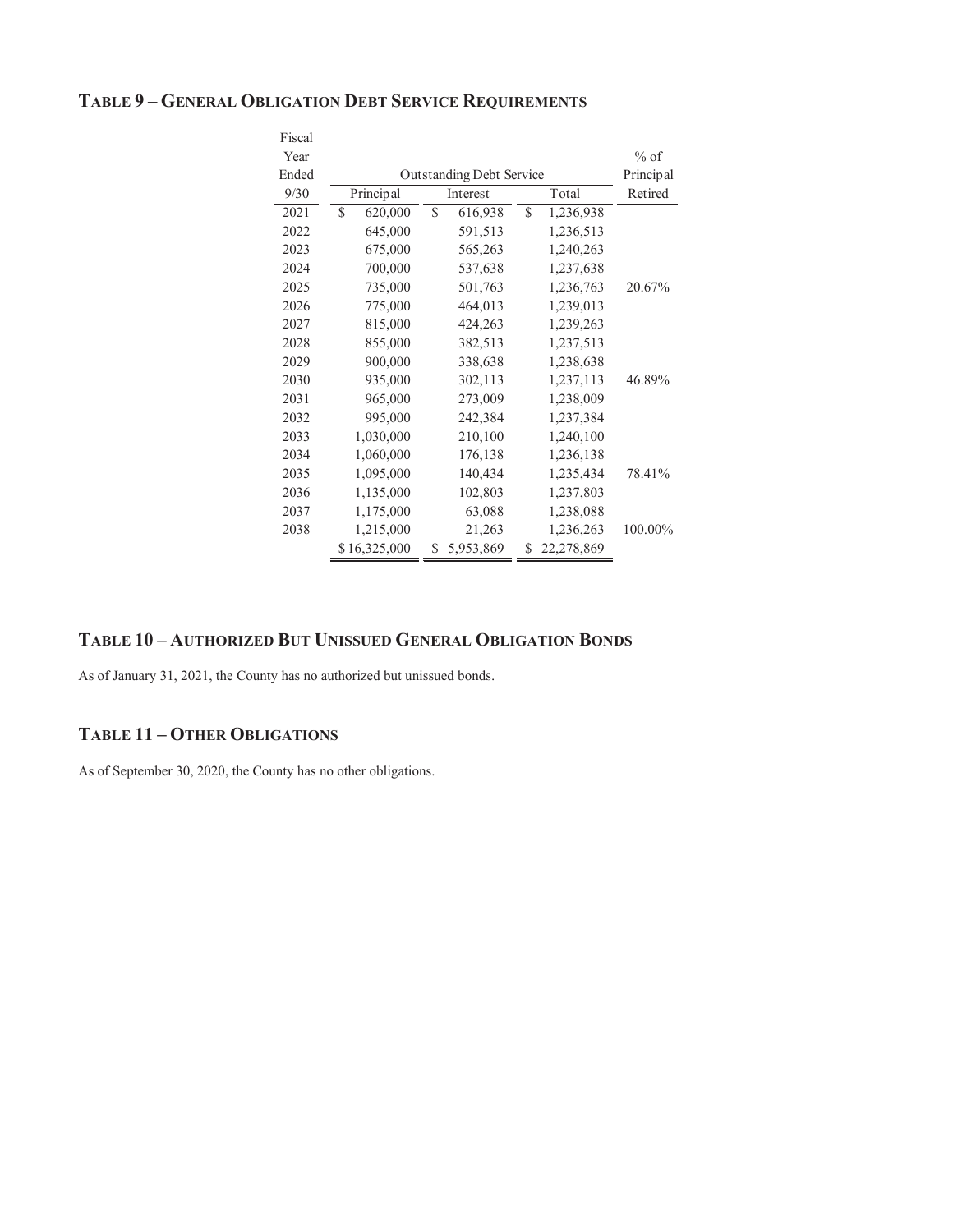## TABLE 9 – GENERAL OBLIGATION DEBT SERVICE REQUIREMENTS

| Fiscal Year Ended 9/30 | Outstanding Debt Service | | | % of Principal Retired |
|---|---|---|---|---|
| | Principal | Interest | Total | |
| 2021 | $ 620,000 | $ 616,938 | $ 1,236,938 | |
| 2022 | 645,000 | 591,513 | 1,236,513 | |
| 2023 | 675,000 | 565,263 | 1,240,263 | |
| 2024 | 700,000 | 537,638 | 1,237,638 | |
| 2025 | 735,000 | 501,763 | 1,236,763 | 20.67% |
| 2026 | 775,000 | 464,013 | 1,239,013 | |
| 2027 | 815,000 | 424,263 | 1,239,263 | |
| 2028 | 855,000 | 382,513 | 1,237,513 | |
| 2029 | 900,000 | 338,638 | 1,238,638 | |
| 2030 | 935,000 | 302,113 | 1,237,113 | 46.89% |
| 2031 | 965,000 | 273,009 | 1,238,009 | |
| 2032 | 995,000 | 242,384 | 1,237,384 | |
| 2033 | 1,030,000 | 210,100 | 1,240,100 | |
| 2034 | 1,060,000 | 176,138 | 1,236,138 | |
| 2035 | 1,095,000 | 140,434 | 1,235,434 | 78.41% |
| 2036 | 1,135,000 | 102,803 | 1,237,803 | |
| 2037 | 1,175,000 | 63,088 | 1,238,088 | |
| 2038 | 1,215,000 | 21,263 | 1,236,263 | 100.00% |
| | $ 16,325,000 | $ 5,953,869 | $ 22,278,869 | |

## TABLE 10 – AUTHORIZED BUT UNISSUED GENERAL OBLIGATION BONDS

As of January 31, 2021, the County has no authorized but unissued bonds.

## TABLE 11 – OTHER OBLIGATIONS

As of September 30, 2020, the County has no other obligations.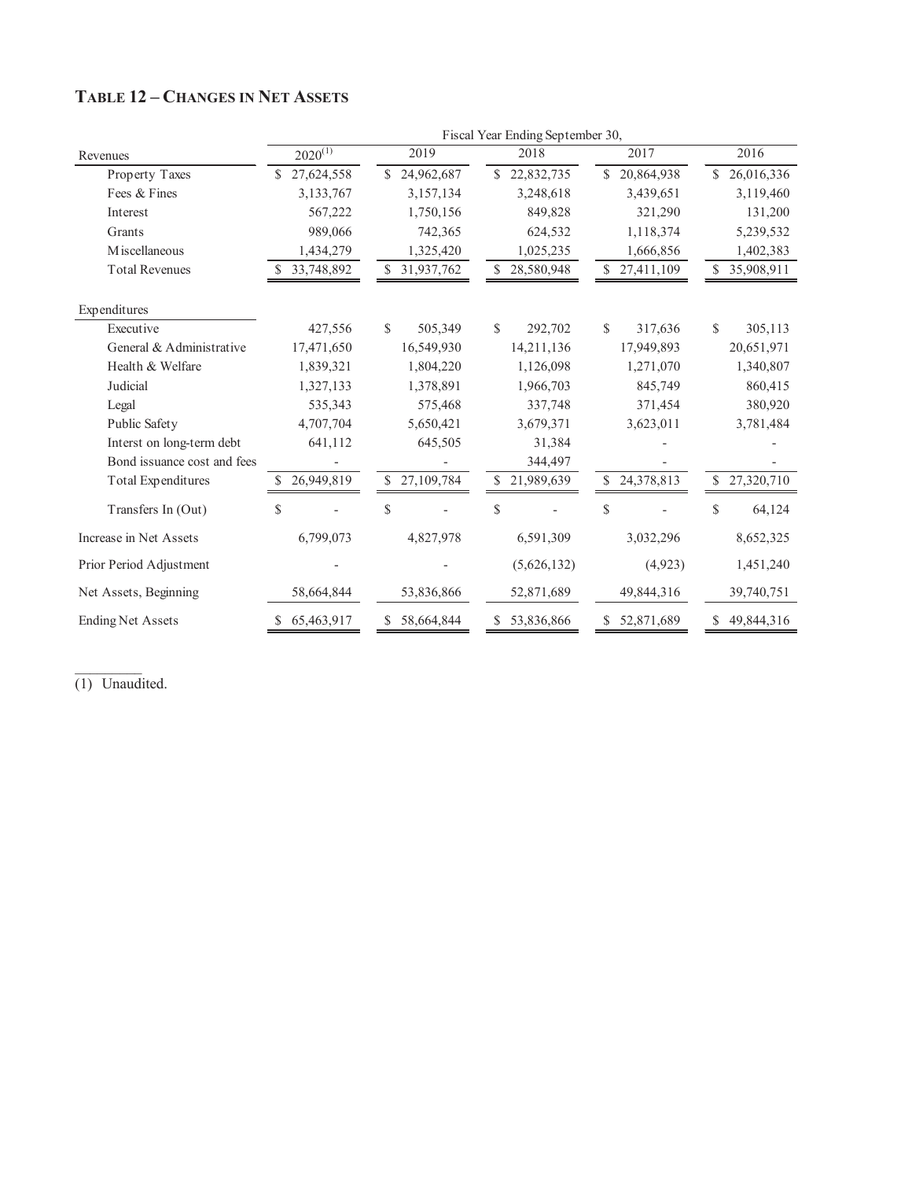## TABLE 12 – CHANGES IN NET ASSETS

| | Fiscal Year Ending September 30, | | | | |
|---|---|---|---|---|---|
| Revenues | 2020[1] | 2019 | 2018 | 2017 | 2016 |
| Property Taxes | $ 27,624,558 | $ 24,962,687 | $ 22,832,735 | $ 20,864,938 | $ 26,016,336 |
| Fees & Fines | 3,133,767 | 3,157,134 | 3,248,618 | 3,439,651 | 3,119,460 |
| Interest | 567,222 | 1,750,156 | 849,828 | 321,290 | 131,200 |
| Grants | 989,066 | 742,365 | 624,532 | 1,118,374 | 5,239,532 |
| Miscellaneous | 1,434,279 | 1,325,420 | 1,025,235 | 1,666,856 | 1,402,383 |
| Total Revenues | $ 33,748,892 | $ 31,937,762 | $ 28,580,948 | $ 27,411,109 | $ 35,908,911 |
| | | | | | |
| Expenditures | | | | | |
| Executive | 427,556 | $ 505,349 | $ 292,702 | $ 317,636 | $ 305,113 |
| General & Administrative | 17,471,650 | 16,549,930 | 14,211,136 | 17,949,893 | 20,651,971 |
| Health & Welfare | 1,839,321 | 1,804,220 | 1,126,098 | 1,271,070 | 1,340,807 |
| Judicial | 1,327,133 | 1,378,891 | 1,966,703 | 845,749 | 860,415 |
| Legal | 535,343 | 575,468 | 337,748 | 371,454 | 380,920 |
| Public Safety | 4,707,704 | 5,650,421 | 3,679,371 | 3,623,011 | 3,781,484 |
| Interst on long-term debt | 641,112 | 645,505 | 31,384 | - | - |
| Bond issuance cost and fees | - | - | 344,497 | - | - |
| Total Expenditures | $ 26,949,819 | $ 27,109,784 | $ 21,989,639 | $ 24,378,813 | $ 27,320,710 |
| Transfers In (Out) | $ - | $ - | $ - | $ - | $ 64,124 |
| Increase in Net Assets | 6,799,073 | 4,827,978 | 6,591,309 | 3,032,296 | 8,652,325 |
| Prior Period Adjustment | - | - | (5,626,132) | (4,923) | 1,451,240 |
| Net Assets, Beginning | 58,664,844 | 53,836,866 | 52,871,689 | 49,844,316 | 39,740,751 |
| Ending Net Assets | $ 65,463,917 | $ 58,664,844 | $ 53,836,866 | $ 52,871,689 | $ 49,844,316 |

(1) Unaudited.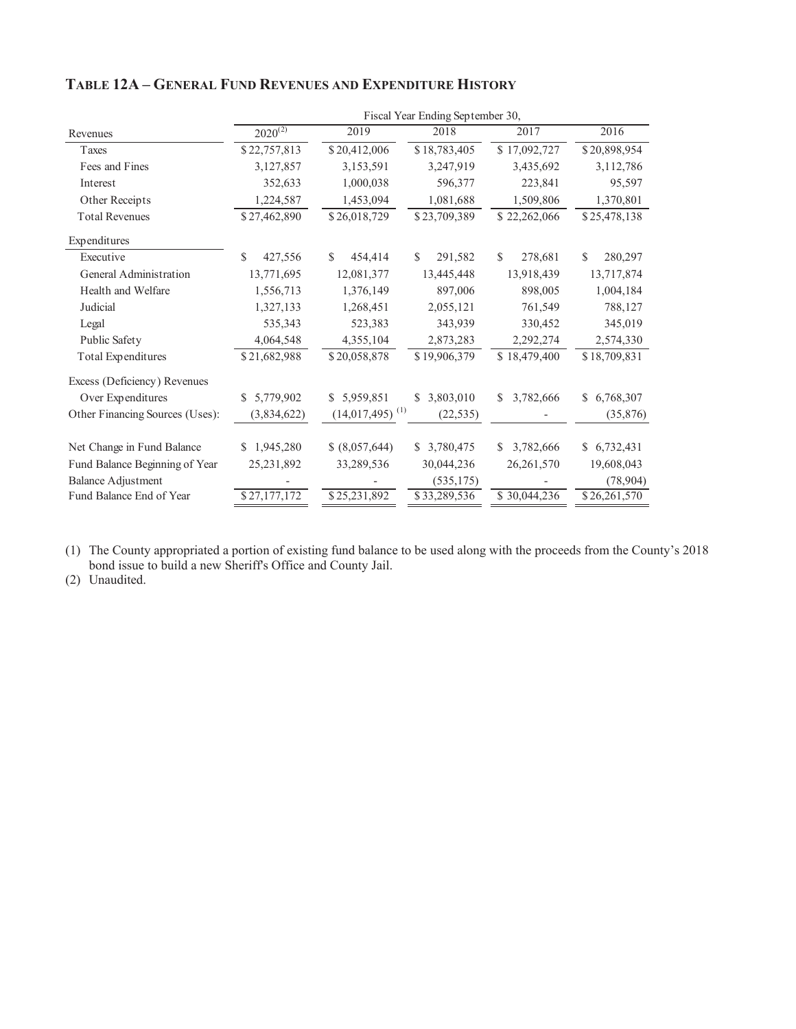## TABLE 12A – GENERAL FUND REVENUES AND EXPENDITURE HISTORY

| | Fiscal Year Ending September 30, | | | | |
|---|---|---|---|---|---|
| Revenues | 2020[(2)] | 2019 | 2018 | 2017 | 2016 |
| Taxes | $22,757,813 | $20,412,006 | $18,783,405 | $17,092,727 | $20,898,954 |
| Fees and Fines | 3,127,857 | 3,153,591 | 3,247,919 | 3,435,692 | 3,112,786 |
| Interest | 352,633 | 1,000,038 | 596,377 | 223,841 | 95,597 |
| Other Receipts | 1,224,587 | 1,453,094 | 1,081,688 | 1,509,806 | 1,370,801 |
| Total Revenues | $27,462,890 | $26,018,729 | $23,709,389 | $22,262,066 | $25,478,138 |
| Expenditures | | | | | |
| Executive | $ 427,556 | $ 454,414 | $ 291,582 | $ 278,681 | $ 280,297 |
| General Administration | 13,771,695 | 12,081,377 | 13,445,448 | 13,918,439 | 13,717,874 |
| Health and Welfare | 1,556,713 | 1,376,149 | 897,006 | 898,005 | 1,004,184 |
| Judicial | 1,327,133 | 1,268,451 | 2,055,121 | 761,549 | 788,127 |
| Legal | 535,343 | 523,383 | 343,939 | 330,452 | 345,019 |
| Public Safety | 4,064,548 | 4,355,104 | 2,873,283 | 2,292,274 | 2,574,330 |
| Total Expenditures | $21,682,988 | $20,058,878 | $19,906,379 | $18,479,400 | $18,709,831 |
| Excess (Deficiency) Revenues Over Expenditures | $ 5,779,902 | $ 5,959,851 | $ 3,803,010 | $ 3,782,666 | $ 6,768,307 |
| Other Financing Sources (Uses): | (3,834,622) | (14,017,495) [(1)] | (22,535) | - | (35,876) |
| Net Change in Fund Balance | $ 1,945,280 | $ (8,057,644) | $ 3,780,475 | $ 3,782,666 | $ 6,732,431 |
| Fund Balance Beginning of Year | 25,231,892 | 33,289,536 | 30,044,236 | 26,261,570 | 19,608,043 |
| Balance Adjustment | - | - | (535,175) | - | (78,904) |
| Fund Balance End of Year | $27,177,172 | $25,231,892 | $33,289,536 | $30,044,236 | $26,261,570 |

(1) The County appropriated a portion of existing fund balance to be used along with the proceeds from the County's 2018 bond issue to build a new Sheriff's Office and County Jail.
(2) Unaudited.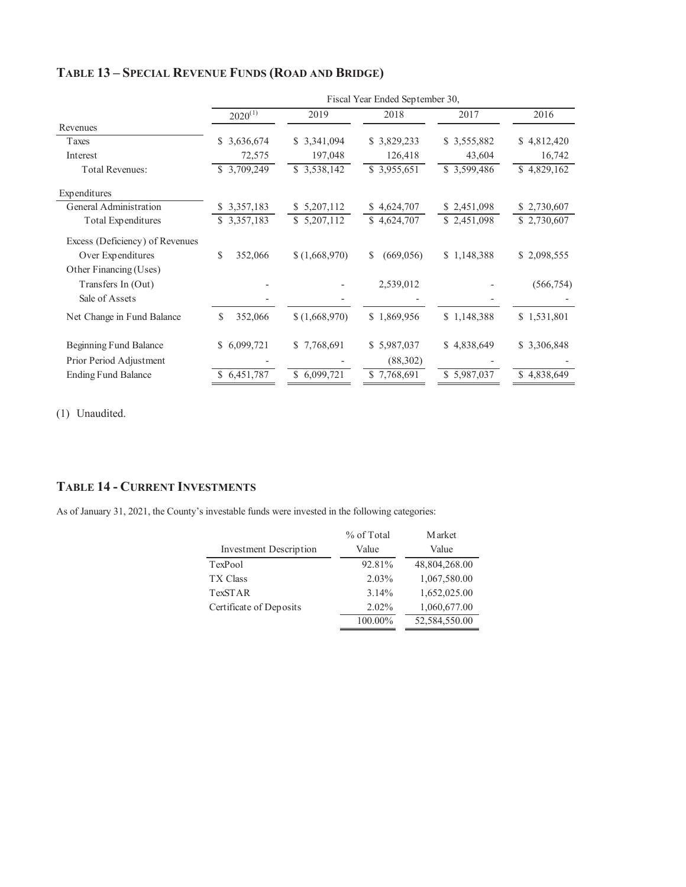## TABLE 13 – SPECIAL REVENUE FUNDS (ROAD AND BRIDGE)

| | Fiscal Year Ended September 30, | | | | |
|---|---|---|---|---|---|
| | 2020[1] | 2019 | 2018 | 2017 | 2016 |
| Revenues | | | | | |
| Taxes | $ 3,636,674 | $ 3,341,094 | $ 3,829,233 | $ 3,555,882 | $ 4,812,420 |
| Interest | 72,575 | 197,048 | 126,418 | 43,604 | 16,742 |
| Total Revenues: | $ 3,709,249 | $ 3,538,142 | $ 3,955,651 | $ 3,599,486 | $ 4,829,162 |
| Expenditures | | | | | |
| General Administration | $ 3,357,183 | $ 5,207,112 | $ 4,624,707 | $ 2,451,098 | $ 2,730,607 |
| Total Expenditures | $ 3,357,183 | $ 5,207,112 | $ 4,624,707 | $ 2,451,098 | $ 2,730,607 |
| Excess (Deficiency) of Revenues Over Expenditures | $ 352,066 | $ (1,668,970) | $ (669,056) | $ 1,148,388 | $ 2,098,555 |
| Other Financing (Uses) | | | | | |
| Transfers In (Out) | - | - | 2,539,012 | - | (566,754) |
| Sale of Assets | - | - | - | - | - |
| Net Change in Fund Balance | $ 352,066 | $ (1,668,970) | $ 1,869,956 | $ 1,148,388 | $ 1,531,801 |
| Beginning Fund Balance | $ 6,099,721 | $ 7,768,691 | $ 5,987,037 | $ 4,838,649 | $ 3,306,848 |
| Prior Period Adjustment | - | - | (88,302) | - | - |
| Ending Fund Balance | $ 6,451,787 | $ 6,099,721 | $ 7,768,691 | $ 5,987,037 | $ 4,838,649 |

(1) Unaudited.

## TABLE 14 - CURRENT INVESTMENTS

As of January 31, 2021, the County's investable funds were invested in the following categories:

| Investment Description | % of Total Value | Market Value |
|---|---|---|
| TexPool | 92.81% | 48,804,268.00 |
| TX Class | 2.03% | 1,067,580.00 |
| TexSTAR | 3.14% | 1,652,025.00 |
| Certificate of Deposits | 2.02% | 1,060,677.00 |
| | 100.00% | 52,584,550.00 |